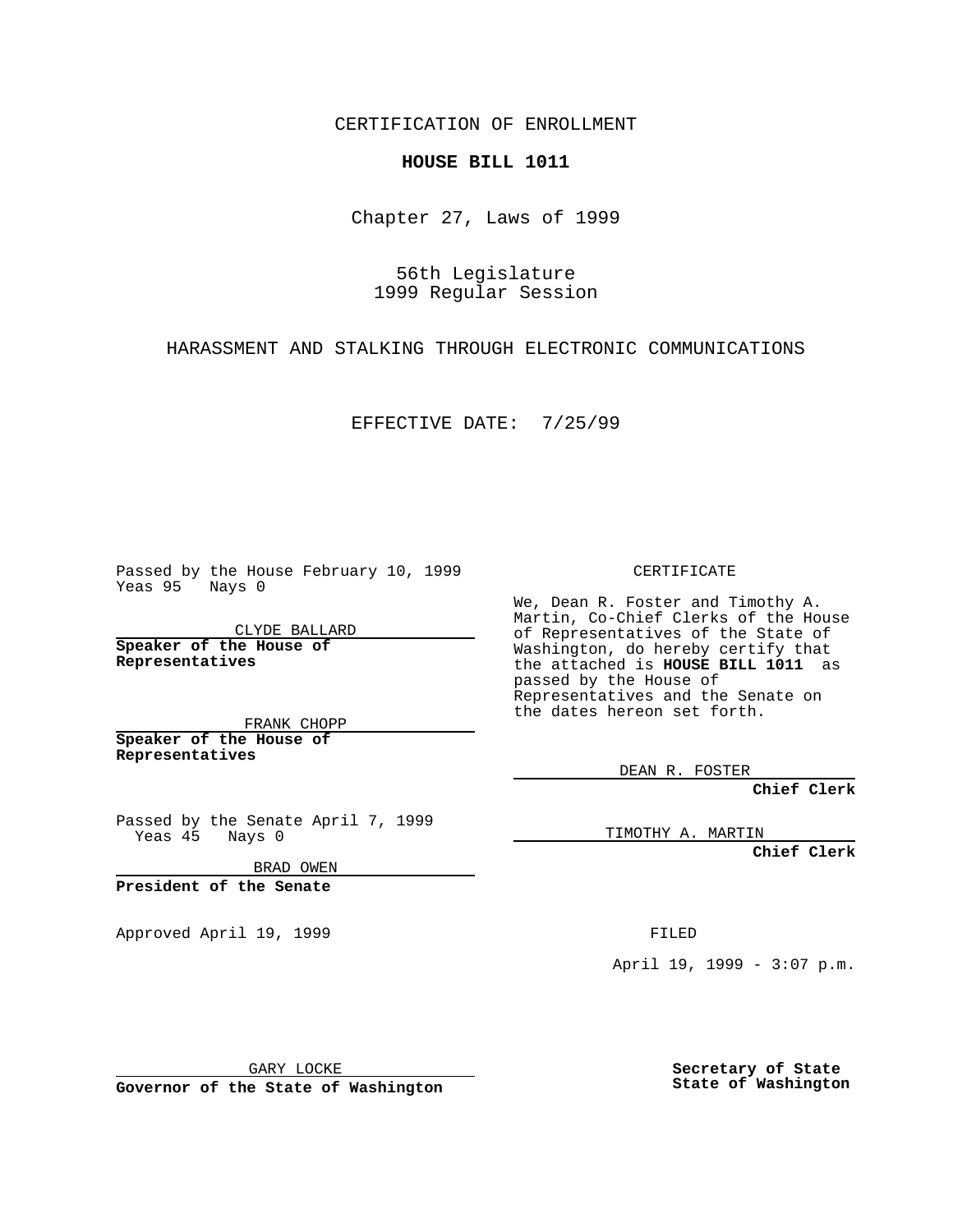CERTIFICATION OF ENROLLMENT

**HOUSE BILL 1011**

Chapter 27, Laws of 1999

56th Legislature
1999 Regular Session

HARASSMENT AND STALKING THROUGH ELECTRONIC COMMUNICATIONS

EFFECTIVE DATE: 7/25/99

Passed by the House February 10, 1999
Yeas 95 Nays 0

CLYDE BALLARD

**Speaker of the House of Representatives**

FRANK CHOPP

**Speaker of the House of Representatives**

Passed by the Senate April 7, 1999
Yeas 45 Nays 0

BRAD OWEN

**President of the Senate**

Approved April 19, 1999

GARY LOCKE

**Governor of the State of Washington**

CERTIFICATE

We, Dean R. Foster and Timothy A. Martin, Co-Chief Clerks of the House of Representatives of the State of Washington, do hereby certify that the attached is **HOUSE BILL 1011** as passed by the House of Representatives and the Senate on the dates hereon set forth.

DEAN R. FOSTER

**Chief Clerk**

TIMOTHY A. MARTIN

**Chief Clerk**

FILED

April 19, 1999 - 3:07 p.m.

**Secretary of State**
**State of Washington**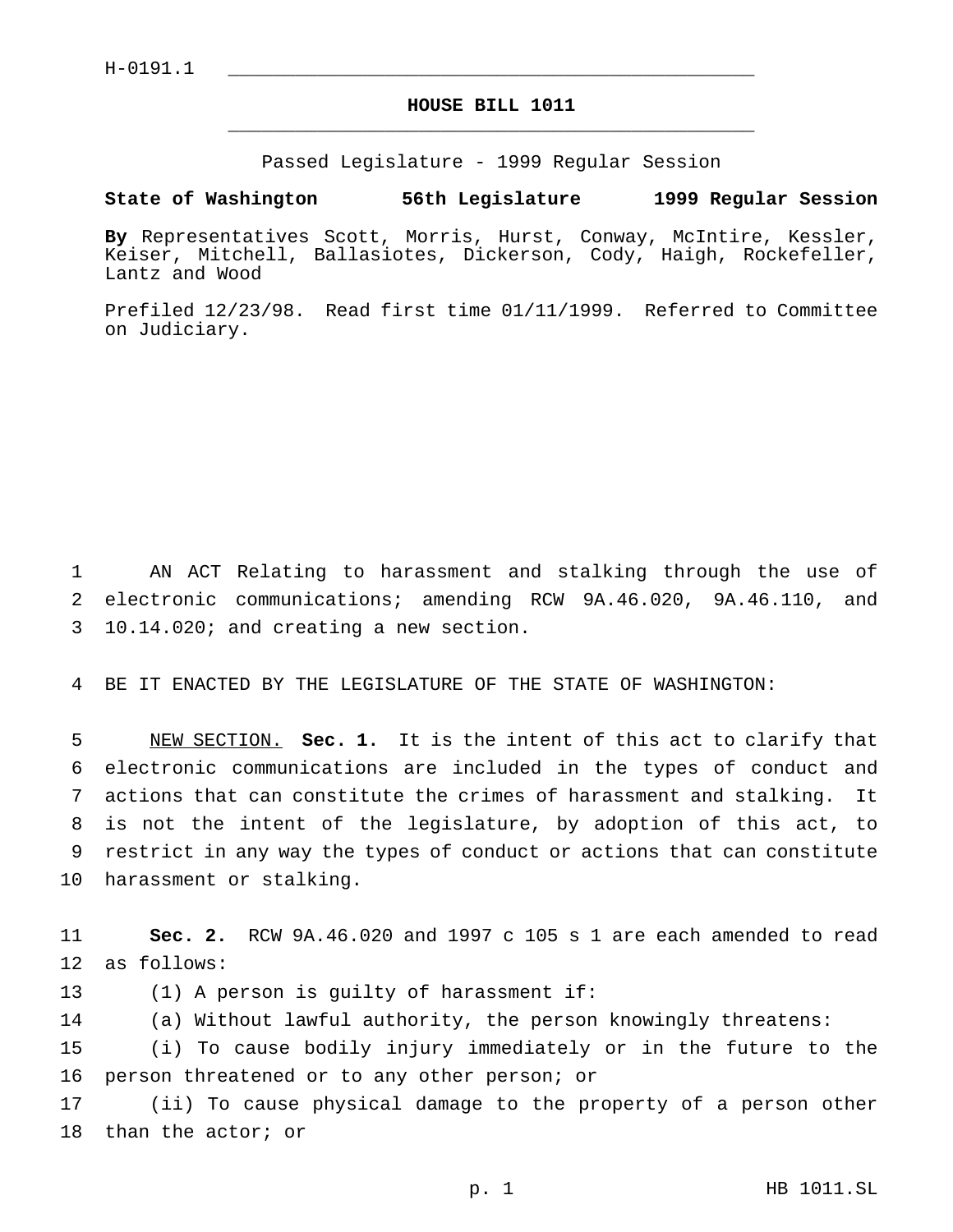H-0191.1

# HOUSE BILL 1011

Passed Legislature - 1999 Regular Session

**State of Washington 56th Legislature 1999 Regular Session**

**By** Representatives Scott, Morris, Hurst, Conway, McIntire, Kessler, Keiser, Mitchell, Ballasiotes, Dickerson, Cody, Haigh, Rockefeller, Lantz and Wood

Prefiled 12/23/98. Read first time 01/11/1999. Referred to Committee on Judiciary.

AN ACT Relating to harassment and stalking through the use of electronic communications; amending RCW 9A.46.020, 9A.46.110, and 10.14.020; and creating a new section.

BE IT ENACTED BY THE LEGISLATURE OF THE STATE OF WASHINGTON:

NEW SECTION. **Sec. 1.** It is the intent of this act to clarify that electronic communications are included in the types of conduct and actions that can constitute the crimes of harassment and stalking. It is not the intent of the legislature, by adoption of this act, to restrict in any way the types of conduct or actions that can constitute harassment or stalking.

**Sec. 2.** RCW 9A.46.020 and 1997 c 105 s 1 are each amended to read as follows:

(1) A person is guilty of harassment if:

(a) Without lawful authority, the person knowingly threatens:

(i) To cause bodily injury immediately or in the future to the person threatened or to any other person; or

(ii) To cause physical damage to the property of a person other than the actor; or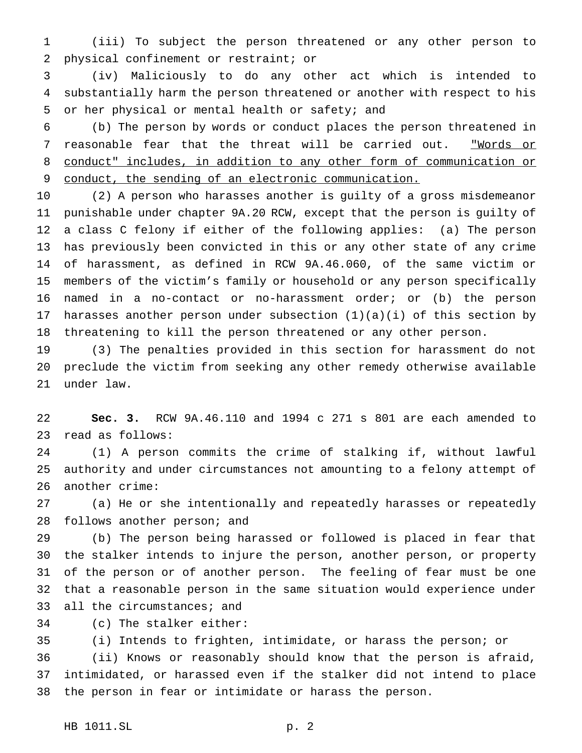(iii) To subject the person threatened or any other person to physical confinement or restraint; or

(iv) Maliciously to do any other act which is intended to substantially harm the person threatened or another with respect to his or her physical or mental health or safety; and

(b) The person by words or conduct places the person threatened in reasonable fear that the threat will be carried out. "Words or conduct" includes, in addition to any other form of communication or conduct, the sending of an electronic communication.

(2) A person who harasses another is guilty of a gross misdemeanor punishable under chapter 9A.20 RCW, except that the person is guilty of a class C felony if either of the following applies: (a) The person has previously been convicted in this or any other state of any crime of harassment, as defined in RCW 9A.46.060, of the same victim or members of the victim's family or household or any person specifically named in a no-contact or no-harassment order; or (b) the person harasses another person under subsection (1)(a)(i) of this section by threatening to kill the person threatened or any other person.

(3) The penalties provided in this section for harassment do not preclude the victim from seeking any other remedy otherwise available under law.

**Sec. 3.** RCW 9A.46.110 and 1994 c 271 s 801 are each amended to read as follows:

(1) A person commits the crime of stalking if, without lawful authority and under circumstances not amounting to a felony attempt of another crime:

(a) He or she intentionally and repeatedly harasses or repeatedly follows another person; and

(b) The person being harassed or followed is placed in fear that the stalker intends to injure the person, another person, or property of the person or of another person. The feeling of fear must be one that a reasonable person in the same situation would experience under all the circumstances; and

(c) The stalker either:

(i) Intends to frighten, intimidate, or harass the person; or

(ii) Knows or reasonably should know that the person is afraid, intimidated, or harassed even if the stalker did not intend to place the person in fear or intimidate or harass the person.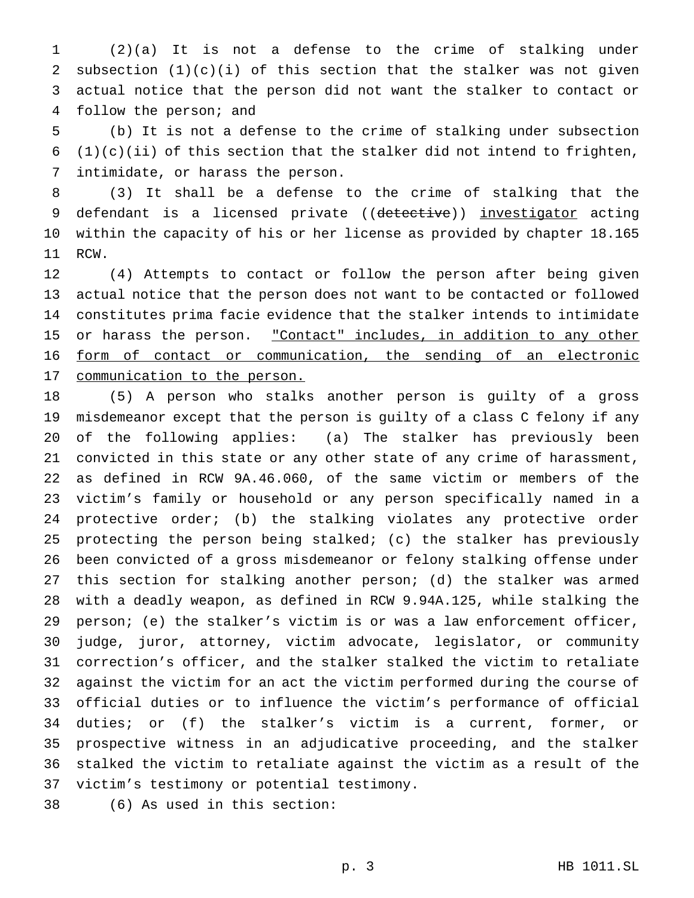(2)(a) It is not a defense to the crime of stalking under subsection (1)(c)(i) of this section that the stalker was not given actual notice that the person did not want the stalker to contact or follow the person; and

(b) It is not a defense to the crime of stalking under subsection (1)(c)(ii) of this section that the stalker did not intend to frighten, intimidate, or harass the person.

(3) It shall be a defense to the crime of stalking that the defendant is a licensed private ((~~detective~~)) investigator acting within the capacity of his or her license as provided by chapter 18.165 RCW.

(4) Attempts to contact or follow the person after being given actual notice that the person does not want to be contacted or followed constitutes prima facie evidence that the stalker intends to intimidate or harass the person. "Contact" includes, in addition to any other form of contact or communication, the sending of an electronic communication to the person.

(5) A person who stalks another person is guilty of a gross misdemeanor except that the person is guilty of a class C felony if any of the following applies: (a) The stalker has previously been convicted in this state or any other state of any crime of harassment, as defined in RCW 9A.46.060, of the same victim or members of the victim's family or household or any person specifically named in a protective order; (b) the stalking violates any protective order protecting the person being stalked; (c) the stalker has previously been convicted of a gross misdemeanor or felony stalking offense under this section for stalking another person; (d) the stalker was armed with a deadly weapon, as defined in RCW 9.94A.125, while stalking the person; (e) the stalker's victim is or was a law enforcement officer, judge, juror, attorney, victim advocate, legislator, or community correction's officer, and the stalker stalked the victim to retaliate against the victim for an act the victim performed during the course of official duties or to influence the victim's performance of official duties; or (f) the stalker's victim is a current, former, or prospective witness in an adjudicative proceeding, and the stalker stalked the victim to retaliate against the victim as a result of the victim's testimony or potential testimony.

(6) As used in this section: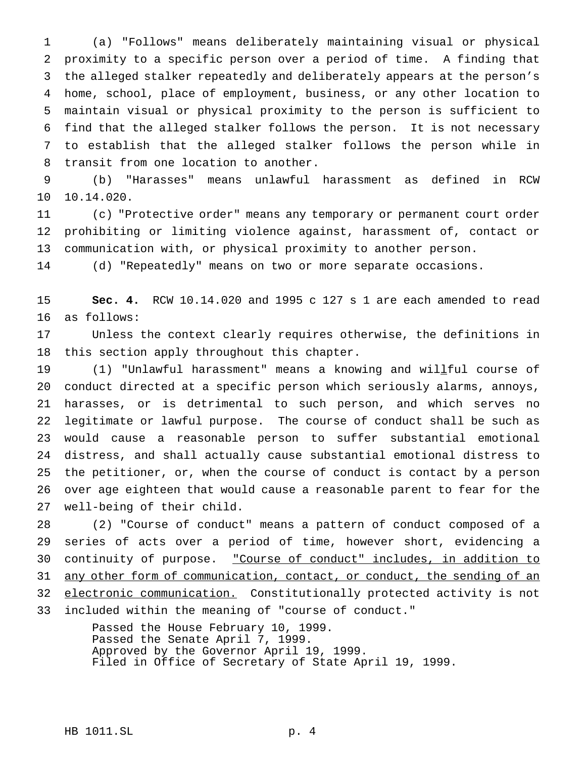(a) "Follows" means deliberately maintaining visual or physical proximity to a specific person over a period of time. A finding that the alleged stalker repeatedly and deliberately appears at the person's home, school, place of employment, business, or any other location to maintain visual or physical proximity to the person is sufficient to find that the alleged stalker follows the person. It is not necessary to establish that the alleged stalker follows the person while in transit from one location to another.

(b) "Harasses" means unlawful harassment as defined in RCW 10.14.020.

(c) "Protective order" means any temporary or permanent court order prohibiting or limiting violence against, harassment of, contact or communication with, or physical proximity to another person.

(d) "Repeatedly" means on two or more separate occasions.

**Sec. 4.** RCW 10.14.020 and 1995 c 127 s 1 are each amended to read as follows:

Unless the context clearly requires otherwise, the definitions in this section apply throughout this chapter.

(1) "Unlawful harassment" means a knowing and wil<u>l</u>ful course of conduct directed at a specific person which seriously alarms, annoys, harasses, or is detrimental to such person, and which serves no legitimate or lawful purpose. The course of conduct shall be such as would cause a reasonable person to suffer substantial emotional distress, and shall actually cause substantial emotional distress to the petitioner, or, when the course of conduct is contact by a person over age eighteen that would cause a reasonable parent to fear for the well-being of their child.

(2) "Course of conduct" means a pattern of conduct composed of a series of acts over a period of time, however short, evidencing a continuity of purpose. <u>"Course of conduct" includes, in addition to any other form of communication, contact, or conduct, the sending of an electronic communication.</u> Constitutionally protected activity is not included within the meaning of "course of conduct."

Passed the House February 10, 1999.
Passed the Senate April 7, 1999.
Approved by the Governor April 19, 1999.
Filed in Office of Secretary of State April 19, 1999.